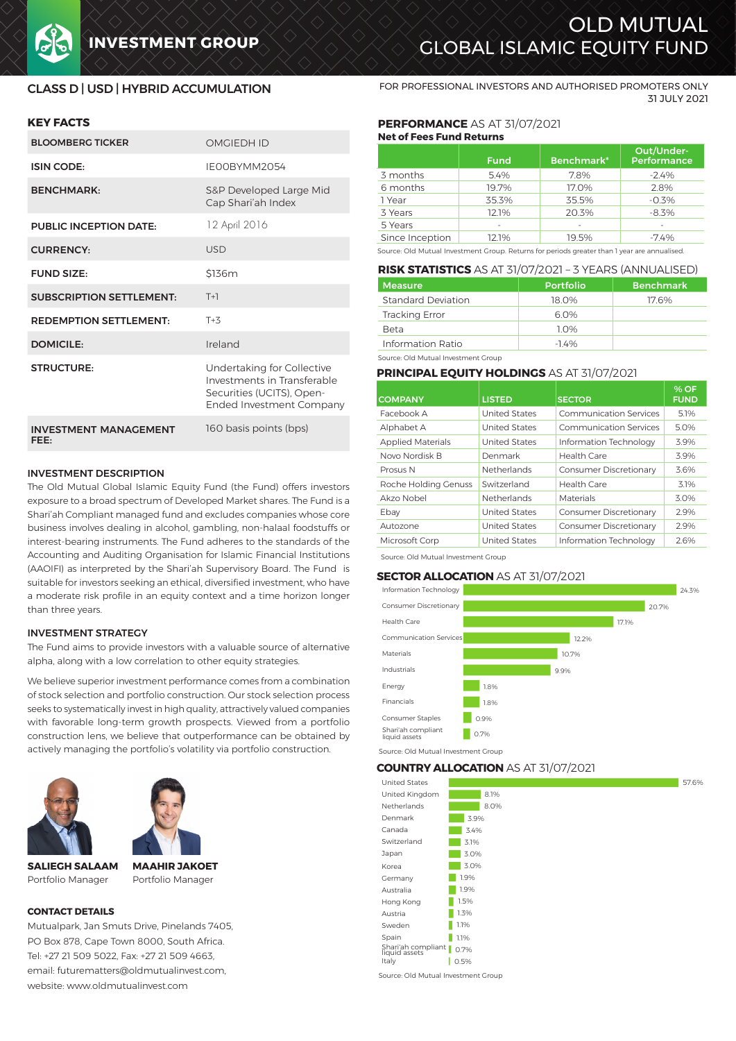# OLD MUTUAL GLOBAL ISLAMIC EQUITY FUND

INVESTMENT GROUP

## CLASS D | USD | HYBRID ACCUMULATION

FOR PROFESSIONAL INVESTORS AND AUTHORISED PROMOTERS ONLY
31 JULY 2021

### KEY FACTS

| | |
|---|---|
| **BLOOMBERG TICKER** | OMGIEDH ID |
| **ISIN CODE:** | IE00BYMM2054 |
| **BENCHMARK:** | S&P Developed Large Mid Cap Shari'ah Index |
| **PUBLIC INCEPTION DATE:** | 12 April 2016 |
| **CURRENCY:** | USD |
| **FUND SIZE:** | $136m |
| **SUBSCRIPTION SETTLEMENT:** | T+1 |
| **REDEMPTION SETTLEMENT:** | T+3 |
| **DOMICILE:** | Ireland |
| **STRUCTURE:** | Undertaking for Collective Investments in Transferable Securities (UCITS), Open-Ended Investment Company |
| **INVESTMENT MANAGEMENT FEE:** | 160 basis points (bps) |

### INVESTMENT DESCRIPTION

The Old Mutual Global Islamic Equity Fund (the Fund) offers investors exposure to a broad spectrum of Developed Market shares. The Fund is a Shari'ah Compliant managed fund and excludes companies whose core business involves dealing in alcohol, gambling, non-halaal foodstuffs or interest-bearing instruments. The Fund adheres to the standards of the Accounting and Auditing Organisation for Islamic Financial Institutions (AAOIFI) as interpreted by the Shari'ah Supervisory Board. The Fund is suitable for investors seeking an ethical, diversified investment, who have a moderate risk profile in an equity context and a time horizon longer than three years.

### INVESTMENT STRATEGY

The Fund aims to provide investors with a valuable source of alternative alpha, along with a low correlation to other equity strategies.

We believe superior investment performance comes from a combination of stock selection and portfolio construction. Our stock selection process seeks to systematically invest in high quality, attractively valued companies with favorable long-term growth prospects. Viewed from a portfolio construction lens, we believe that outperformance can be obtained by actively managing the portfolio's volatility via portfolio construction.

**SALIEGH SALAAM**
Portfolio Manager

**MAAHIR JAKOET**
Portfolio Manager

### CONTACT DETAILS

Mutualpark, Jan Smuts Drive, Pinelands 7405,
PO Box 878, Cape Town 8000, South Africa.
Tel: +27 21 509 5022, Fax: +27 21 509 4663,
email: futurematters@oldmutualinvest.com,
website: www.oldmutualinvest.com

### PERFORMANCE AS AT 31/07/2021

**Net of Fees Fund Returns**

| | Fund | Benchmark* | Out/Under-Performance |
|---|---|---|---|
| 3 months | 5.4% | 7.8% | -2.4% |
| 6 months | 19.7% | 17.0% | 2.8% |
| 1 Year | 35.3% | 35.5% | -0.3% |
| 3 Years | 12.1% | 20.3% | -8.3% |
| 5 Years | - | - | - |
| Since Inception | 12.1% | 19.5% | -7.4% |

Source: Old Mutual Investment Group. Returns for periods greater than 1 year are annualised.

### RISK STATISTICS AS AT 31/07/2021 – 3 YEARS (ANNUALISED)

| Measure | Portfolio | Benchmark |
|---|---|---|
| Standard Deviation | 18.0% | 17.6% |
| Tracking Error | 6.0% | |
| Beta | 1.0% | |
| Information Ratio | -1.4% | |

Source: Old Mutual Investment Group

### PRINCIPAL EQUITY HOLDINGS AS AT 31/07/2021

| COMPANY | LISTED | SECTOR | % OF FUND |
|---|---|---|---|
| Facebook A | United States | Communication Services | 5.1% |
| Alphabet A | United States | Communication Services | 5.0% |
| Applied Materials | United States | Information Technology | 3.9% |
| Novo Nordisk B | Denmark | Health Care | 3.9% |
| Prosus N | Netherlands | Consumer Discretionary | 3.6% |
| Roche Holding Genuss | Switzerland | Health Care | 3.1% |
| Akzo Nobel | Netherlands | Materials | 3.0% |
| Ebay | United States | Consumer Discretionary | 2.9% |
| Autozone | United States | Consumer Discretionary | 2.9% |
| Microsoft Corp | United States | Information Technology | 2.6% |

Source: Old Mutual Investment Group

### SECTOR ALLOCATION AS AT 31/07/2021

| Sector | % |
|---|---|
| Information Technology | 24.3% |
| Consumer Discretionary | 20.7% |
| Health Care | 17.1% |
| Communication Services | 12.2% |
| Materials | 10.7% |
| Industrials | 9.9% |
| Energy | 1.8% |
| Financials | 1.8% |
| Consumer Staples | 0.9% |
| Shari'ah compliant liquid assets | 0.7% |

Source: Old Mutual Investment Group

### COUNTRY ALLOCATION AS AT 31/07/2021

| Country | % |
|---|---|
| United States | 57.6% |
| United Kingdom | 8.1% |
| Netherlands | 8.0% |
| Denmark | 3.9% |
| Canada | 3.4% |
| Switzerland | 3.1% |
| Japan | 3.0% |
| Korea | 3.0% |
| Germany | 1.9% |
| Australia | 1.9% |
| Hong Kong | 1.5% |
| Austria | 1.3% |
| Sweden | 1.1% |
| Spain | 1.1% |
| Shari'ah compliant liquid assets | 0.7% |
| Italy | 0.5% |

Source: Old Mutual Investment Group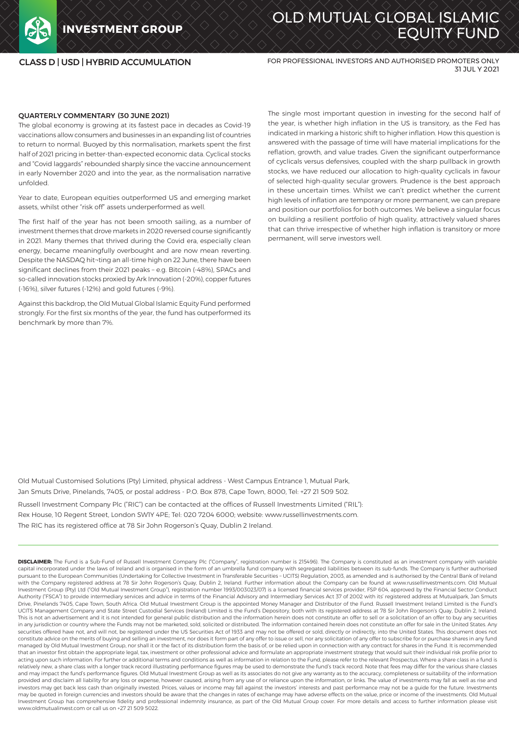## QUARTERLY COMMENTARY (30 JUNE 2021)

The global economy is growing at its fastest pace in decades as Covid-19 vaccinations allow consumers and businesses in an expanding list of countries to return to normal. Buoyed by this normalisation, markets spent the first half of 2021 pricing in better-than-expected economic data. Cyclical stocks and "Covid laggards" rebounded sharply since the vaccine announcement in early November 2020 and into the year, as the normalisation narrative unfolded.

Year to date, European equities outperformed US and emerging market assets, whilst other "risk off" assets underperformed as well.

The first half of the year has not been smooth sailing, as a number of investment themes that drove markets in 2020 reversed course significantly in 2021. Many themes that thrived during the Covid era, especially clean energy, became meaningfully overbought and are now mean reverting. Despite the NASDAQ hit¬ting an all-time high on 22 June, there have been significant declines from their 2021 peaks – e.g. Bitcoin (-48%), SPACs and so-called innovation stocks proxied by Ark Innovation (-20%), copper futures (-16%), silver futures (-12%) and gold futures (-9%).

Against this backdrop, the Old Mutual Global Islamic Equity Fund performed strongly. For the first six months of the year, the fund has outperformed its benchmark by more than 7%.

The single most important question in investing for the second half of the year, is whether high inflation in the US is transitory, as the Fed has indicated in marking a historic shift to higher inflation. How this question is answered with the passage of time will have material implications for the reflation, growth, and value trades. Given the significant outperformance of cyclicals versus defensives, coupled with the sharp pullback in growth stocks, we have reduced our allocation to high-quality cyclicals in favour of selected high-quality secular growers. Prudence is the best approach in these uncertain times. Whilst we can't predict whether the current high levels of inflation are temporary or more permanent, we can prepare and position our portfolios for both outcomes. We believe a singular focus on building a resilient portfolio of high quality, attractively valued shares that can thrive irrespective of whether high inflation is transitory or more permanent, will serve investors well.

Old Mutual Customised Solutions (Pty) Limited, physical address - West Campus Entrance 1, Mutual Park, Jan Smuts Drive, Pinelands, 7405, or postal address - P.O. Box 878, Cape Town, 8000, Tel: +27 21 509 502.

Russell Investment Company Plc ("RIC") can be contacted at the offices of Russell Investments Limited ("RIL"): Rex House, 10 Regent Street, London SW1Y 4PE; Tel: 020 7204 6000; website: www.russellinvestments.com. The RIC has its registered office at 78 Sir John Rogerson's Quay, Dublin 2 Ireland.

**DISCLAIMER:** The Fund is a Sub-Fund of Russell Investment Company Plc ("Company", registration number is 215496). The Company is constituted as an investment company with variable capital incorporated under the laws of Ireland and is organised in the form of an umbrella fund company with segregated liabilities between its sub-funds. The Company is further authorised pursuant to the European Communities (Undertaking for Collective Investment in Transferable Securities – UCITS) Regulation, 2003, as amended and is authorised by the Central Bank of Ireland with the Company registered address at 78 Sir John Rogerson's Quay, Dublin 2, Ireland. Further information about the Company can be found at www.russellinvestments.com. Old Mutual Investment Group (Pty) Ltd ("Old Mutual Investment Group"), registration number 1993/003023/07) is a licensed financial services provider, FSP 604, approved by the Financial Sector Conduct Authority ("FSCA") to provide intermediary services and advice in terms of the Financial Advisory and Intermediary Services Act 37 of 2002 with its' registered address at Mutualpark, Jan Smuts Drive, Pinelands 7405, Cape Town, South Africa. Old Mutual Investment Group is the appointed Money Manager and Distributor of the Fund. Russell Investment Ireland Limited is the Fund's UCITS Management Company and State Street Custodial Services (Ireland) Limited is the Fund's Depository, both with its registered address at 78 Sir John Rogerson's Quay, Dublin 2, Ireland. This is not an advertisement and it is not intended for general public distribution and the information herein does not constitute an offer to sell or a solicitation of an offer to buy any securities in any jurisdiction or country where the Funds may not be marketed, sold, solicited or distributed. The information contained herein does not constitute an offer for sale in the United States. Any securities offered have not, and will not, be registered under the US Securities Act of 1933 and may not be offered or sold, directly or indirectly, into the United States. This document does not constitute advice on the merits of buying and selling an investment, nor does it form part of any offer to issue or sell, nor any solicitation of any offer to subscribe for or purchase shares in any fund managed by Old Mutual Investment Group, nor shall it or the fact of its distribution form the basis of, or be relied upon in connection with any contract for shares in the Fund. It is recommended that an investor first obtain the appropriate legal, tax, investment or other professional advice and formulate an appropriate investment strategy that would suit their individual risk profile prior to acting upon such information. For further or additional terms and conditions as well as information in relation to the Fund, please refer to the relevant Prospectus. Where a share class in a fund is relatively new, a share class with a longer track record illustrating performance figures may be used to demonstrate the fund's track record. Note that fees may differ for the various share classes and may impact the fund's performance figures. Old Mutual Investment Group as well as its associates do not give any warranty as to the accuracy, completeness or suitability of the information provided and disclaim all liability for any loss or expense, however caused, arising from any use of or reliance upon the information, or links. The value of investments may fall as well as rise and investors may get back less cash than originally invested. Prices, values or income may fall against the investors' interests and past performance may not be a guide for the future. Investments may be quoted in foreign currencies and investors should be aware that the changes in rates of exchange may have adverse effects on the value, price or income of the investments. Old Mutual Investment Group has comprehensive fidelity and professional indemnity insurance, as part of the Old Mutual Group cover. For more details and access to further information please visit www.oldmutualinvest.com or call us on +27 21 509 5022.